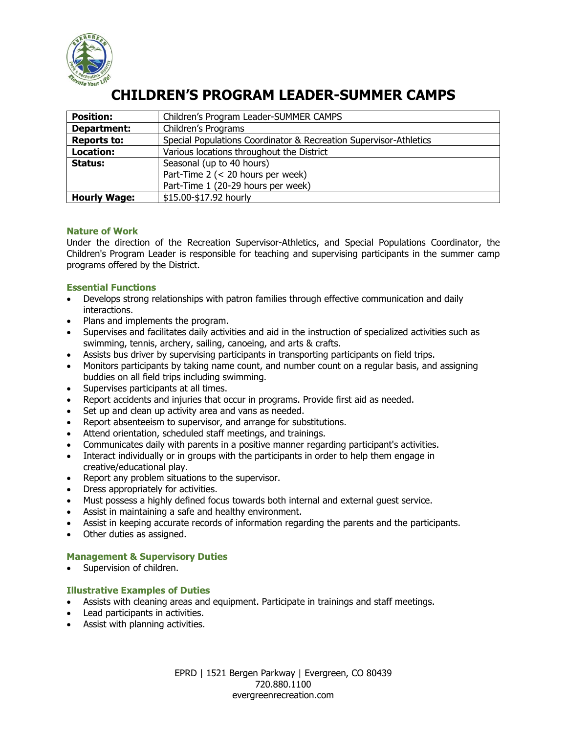# CHILDREN'S PROGRAM LEADER-SUMMER CAMPS

| | |
|---|---|
| **Position:** | Children's Program Leader-SUMMER CAMPS |
| **Department:** | Children's Programs |
| **Reports to:** | Special Populations Coordinator & Recreation Supervisor-Athletics |
| **Location:** | Various locations throughout the District |
| **Status:** | Seasonal (up to 40 hours)<br>Part-Time 2 (< 20 hours per week)<br>Part-Time 1 (20-29 hours per week) |
| **Hourly Wage:** | $15.00-$17.92 hourly |

### Nature of Work

Under the direction of the Recreation Supervisor-Athletics, and Special Populations Coordinator, the Children's Program Leader is responsible for teaching and supervising participants in the summer camp programs offered by the District.

### Essential Functions

- Develops strong relationships with patron families through effective communication and daily interactions.
- Plans and implements the program.
- Supervises and facilitates daily activities and aid in the instruction of specialized activities such as swimming, tennis, archery, sailing, canoeing, and arts & crafts.
- Assists bus driver by supervising participants in transporting participants on field trips.
- Monitors participants by taking name count, and number count on a regular basis, and assigning buddies on all field trips including swimming.
- Supervises participants at all times.
- Report accidents and injuries that occur in programs. Provide first aid as needed.
- Set up and clean up activity area and vans as needed.
- Report absenteeism to supervisor, and arrange for substitutions.
- Attend orientation, scheduled staff meetings, and trainings.
- Communicates daily with parents in a positive manner regarding participant's activities.
- Interact individually or in groups with the participants in order to help them engage in creative/educational play.
- Report any problem situations to the supervisor.
- Dress appropriately for activities.
- Must possess a highly defined focus towards both internal and external guest service.
- Assist in maintaining a safe and healthy environment.
- Assist in keeping accurate records of information regarding the parents and the participants.
- Other duties as assigned.

### Management & Supervisory Duties

- Supervision of children.

### Illustrative Examples of Duties

- Assists with cleaning areas and equipment. Participate in trainings and staff meetings.
- Lead participants in activities.
- Assist with planning activities.

EPRD | 1521 Bergen Parkway | Evergreen, CO 80439
720.880.1100
evergreenrecreation.com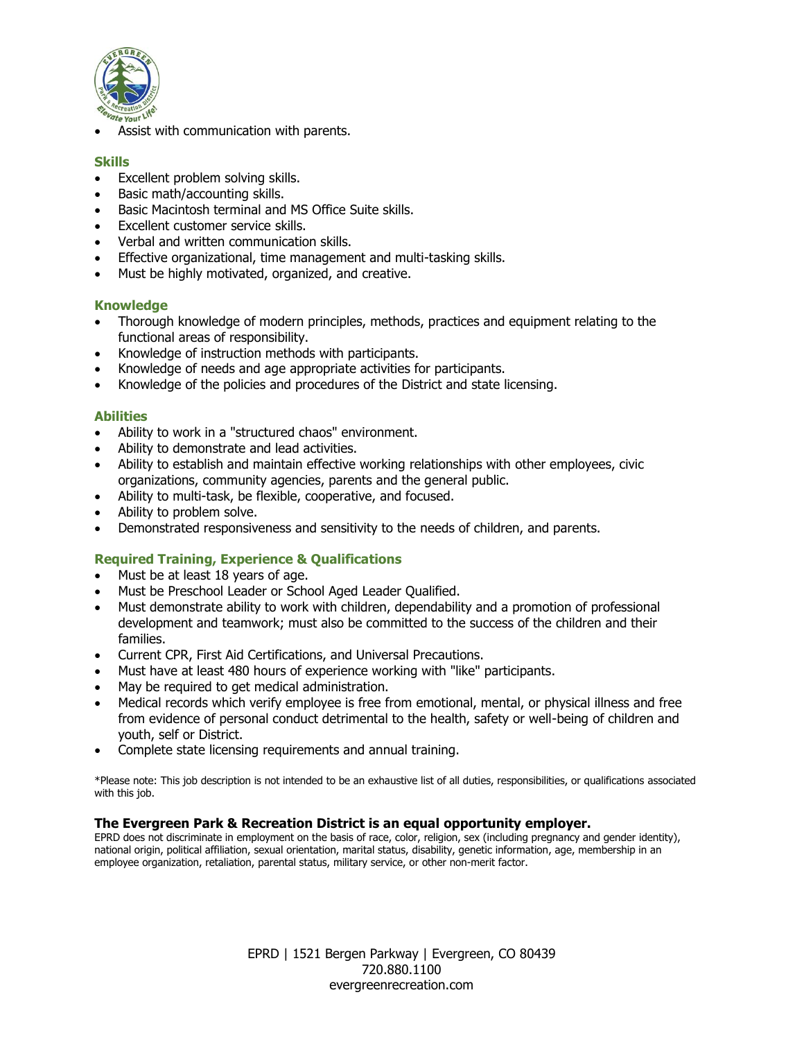- Assist with communication with parents.

### Skills

- Excellent problem solving skills.
- Basic math/accounting skills.
- Basic Macintosh terminal and MS Office Suite skills.
- Excellent customer service skills.
- Verbal and written communication skills.
- Effective organizational, time management and multi-tasking skills.
- Must be highly motivated, organized, and creative.

### Knowledge

- Thorough knowledge of modern principles, methods, practices and equipment relating to the functional areas of responsibility.
- Knowledge of instruction methods with participants.
- Knowledge of needs and age appropriate activities for participants.
- Knowledge of the policies and procedures of the District and state licensing.

### Abilities

- Ability to work in a "structured chaos" environment.
- Ability to demonstrate and lead activities.
- Ability to establish and maintain effective working relationships with other employees, civic organizations, community agencies, parents and the general public.
- Ability to multi-task, be flexible, cooperative, and focused.
- Ability to problem solve.
- Demonstrated responsiveness and sensitivity to the needs of children, and parents.

### Required Training, Experience & Qualifications

- Must be at least 18 years of age.
- Must be Preschool Leader or School Aged Leader Qualified.
- Must demonstrate ability to work with children, dependability and a promotion of professional development and teamwork; must also be committed to the success of the children and their families.
- Current CPR, First Aid Certifications, and Universal Precautions.
- Must have at least 480 hours of experience working with "like" participants.
- May be required to get medical administration.
- Medical records which verify employee is free from emotional, mental, or physical illness and free from evidence of personal conduct detrimental to the health, safety or well-being of children and youth, self or District.
- Complete state licensing requirements and annual training.

*Please note: This job description is not intended to be an exhaustive list of all duties, responsibilities, or qualifications associated with this job.

**The Evergreen Park & Recreation District is an equal opportunity employer.**

EPRD does not discriminate in employment on the basis of race, color, religion, sex (including pregnancy and gender identity), national origin, political affiliation, sexual orientation, marital status, disability, genetic information, age, membership in an employee organization, retaliation, parental status, military service, or other non-merit factor.

EPRD | 1521 Bergen Parkway | Evergreen, CO 80439
720.880.1100
evergreenrecreation.com